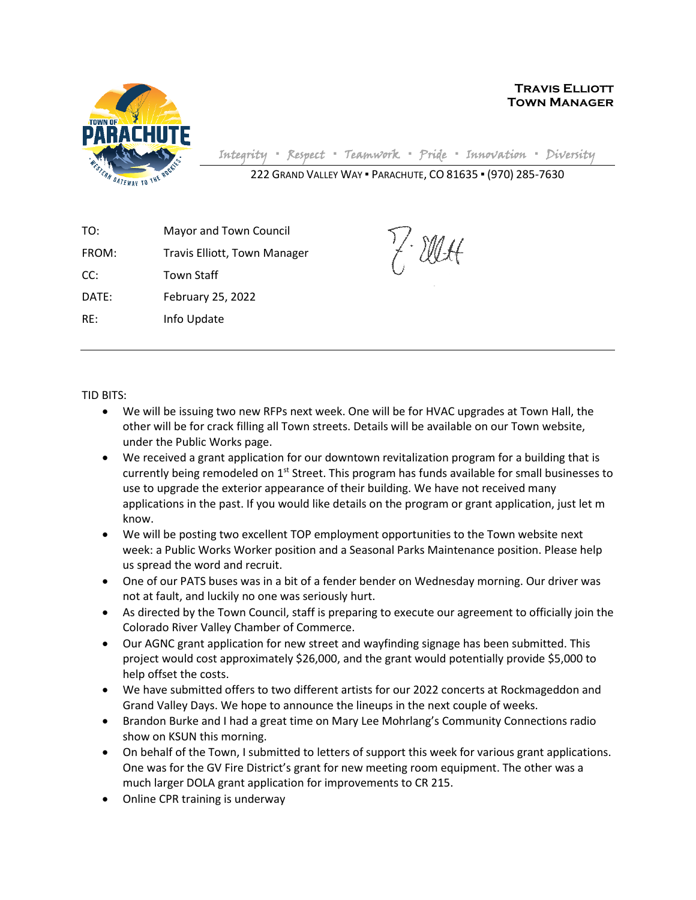**Travis Elliott**
**Town Manager**

*Integrity ▪ Respect ▪ Teamwork ▪ Pride ▪ Innovation ▪ Diversity*

222 Grand Valley Way ▪ Parachute, CO 81635 ▪ (970) 285-7630

| | |
|---|---|
| TO: | Mayor and Town Council |
| FROM: | Travis Elliott, Town Manager |
| CC: | Town Staff |
| DATE: | February 25, 2022 |
| RE: | Info Update |

---

TID BITS:

- We will be issuing two new RFPs next week. One will be for HVAC upgrades at Town Hall, the other will be for crack filling all Town streets. Details will be available on our Town website, under the Public Works page.
- We received a grant application for our downtown revitalization program for a building that is currently being remodeled on 1st Street. This program has funds available for small businesses to use to upgrade the exterior appearance of their building. We have not received many applications in the past. If you would like details on the program or grant application, just let m know.
- We will be posting two excellent TOP employment opportunities to the Town website next week: a Public Works Worker position and a Seasonal Parks Maintenance position. Please help us spread the word and recruit.
- One of our PATS buses was in a bit of a fender bender on Wednesday morning. Our driver was not at fault, and luckily no one was seriously hurt.
- As directed by the Town Council, staff is preparing to execute our agreement to officially join the Colorado River Valley Chamber of Commerce.
- Our AGNC grant application for new street and wayfinding signage has been submitted. This project would cost approximately $26,000, and the grant would potentially provide $5,000 to help offset the costs.
- We have submitted offers to two different artists for our 2022 concerts at Rockmageddon and Grand Valley Days. We hope to announce the lineups in the next couple of weeks.
- Brandon Burke and I had a great time on Mary Lee Mohrlang's Community Connections radio show on KSUN this morning.
- On behalf of the Town, I submitted to letters of support this week for various grant applications. One was for the GV Fire District's grant for new meeting room equipment. The other was a much larger DOLA grant application for improvements to CR 215.
- Online CPR training is underway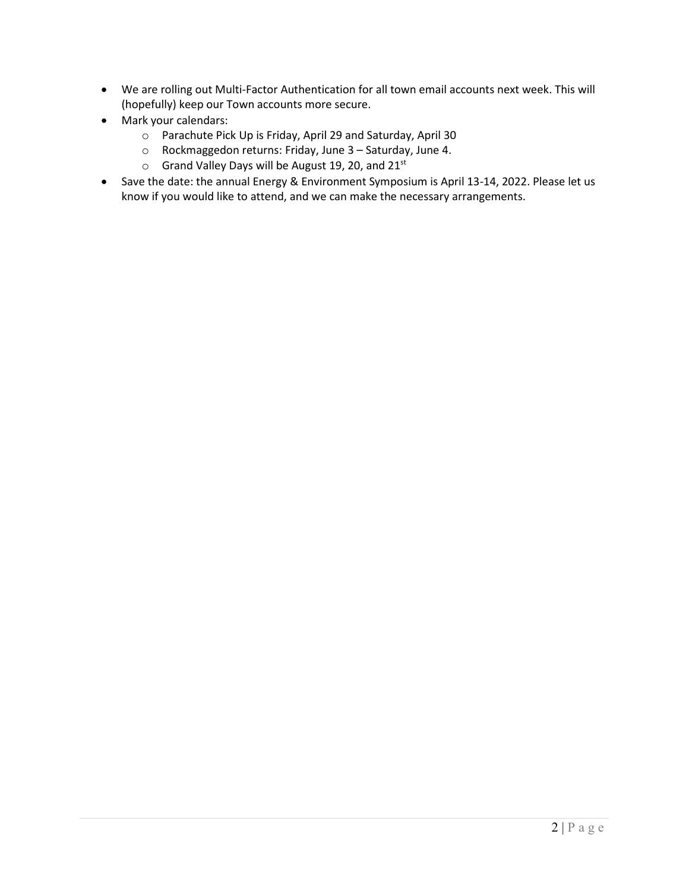- We are rolling out Multi-Factor Authentication for all town email accounts next week. This will (hopefully) keep our Town accounts more secure.
- Mark your calendars:
  - Parachute Pick Up is Friday, April 29 and Saturday, April 30
  - Rockmaggedon returns: Friday, June 3 – Saturday, June 4.
  - Grand Valley Days will be August 19, 20, and 21st
- Save the date: the annual Energy & Environment Symposium is April 13-14, 2022. Please let us know if you would like to attend, and we can make the necessary arrangements.